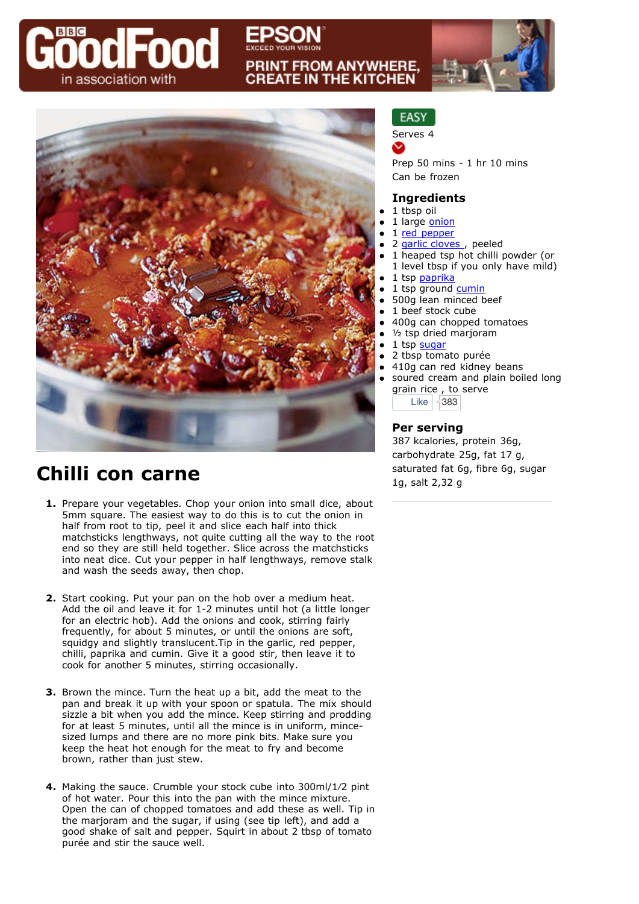BBC GoodFood in association with EPSON EXCEED YOUR VISION

PRINT FROM ANYWHERE, CREATE IN THE KITCHEN

# Chilli con carne

EASY

Serves 4

Prep 50 mins - 1 hr 10 mins

Can be frozen

## Ingredients

- 1 tbsp oil
- 1 large onion
- 1 red pepper
- 2 garlic cloves , peeled
- 1 heaped tsp hot chilli powder (or 1 level tbsp if you only have mild)
- 1 tsp paprika
- 1 tsp ground cumin
- 500g lean minced beef
- 1 beef stock cube
- 400g can chopped tomatoes
- ½ tsp dried marjoram
- 1 tsp sugar
- 2 tbsp tomato purée
- 410g can red kidney beans
- soured cream and plain boiled long grain rice , to serve

Like 383

## Per serving

387 kcalories, protein 36g, carbohydrate 25g, fat 17 g, saturated fat 6g, fibre 6g, sugar 1g, salt 2,32 g

1. Prepare your vegetables. Chop your onion into small dice, about 5mm square. The easiest way to do this is to cut the onion in half from root to tip, peel it and slice each half into thick matchsticks lengthways, not quite cutting all the way to the root end so they are still held together. Slice across the matchsticks into neat dice. Cut your pepper in half lengthways, remove stalk and wash the seeds away, then chop.

2. Start cooking. Put your pan on the hob over a medium heat. Add the oil and leave it for 1-2 minutes until hot (a little longer for an electric hob). Add the onions and cook, stirring fairly frequently, for about 5 minutes, or until the onions are soft, squidgy and slightly translucent.Tip in the garlic, red pepper, chilli, paprika and cumin. Give it a good stir, then leave it to cook for another 5 minutes, stirring occasionally.

3. Brown the mince. Turn the heat up a bit, add the meat to the pan and break it up with your spoon or spatula. The mix should sizzle a bit when you add the mince. Keep stirring and prodding for at least 5 minutes, until all the mince is in uniform, mince-sized lumps and there are no more pink bits. Make sure you keep the heat hot enough for the meat to fry and become brown, rather than just stew.

4. Making the sauce. Crumble your stock cube into 300ml/1/2 pint of hot water. Pour this into the pan with the mince mixture. Open the can of chopped tomatoes and add these as well. Tip in the marjoram and the sugar, if using (see tip left), and add a good shake of salt and pepper. Squirt in about 2 tbsp of tomato purée and stir the sauce well.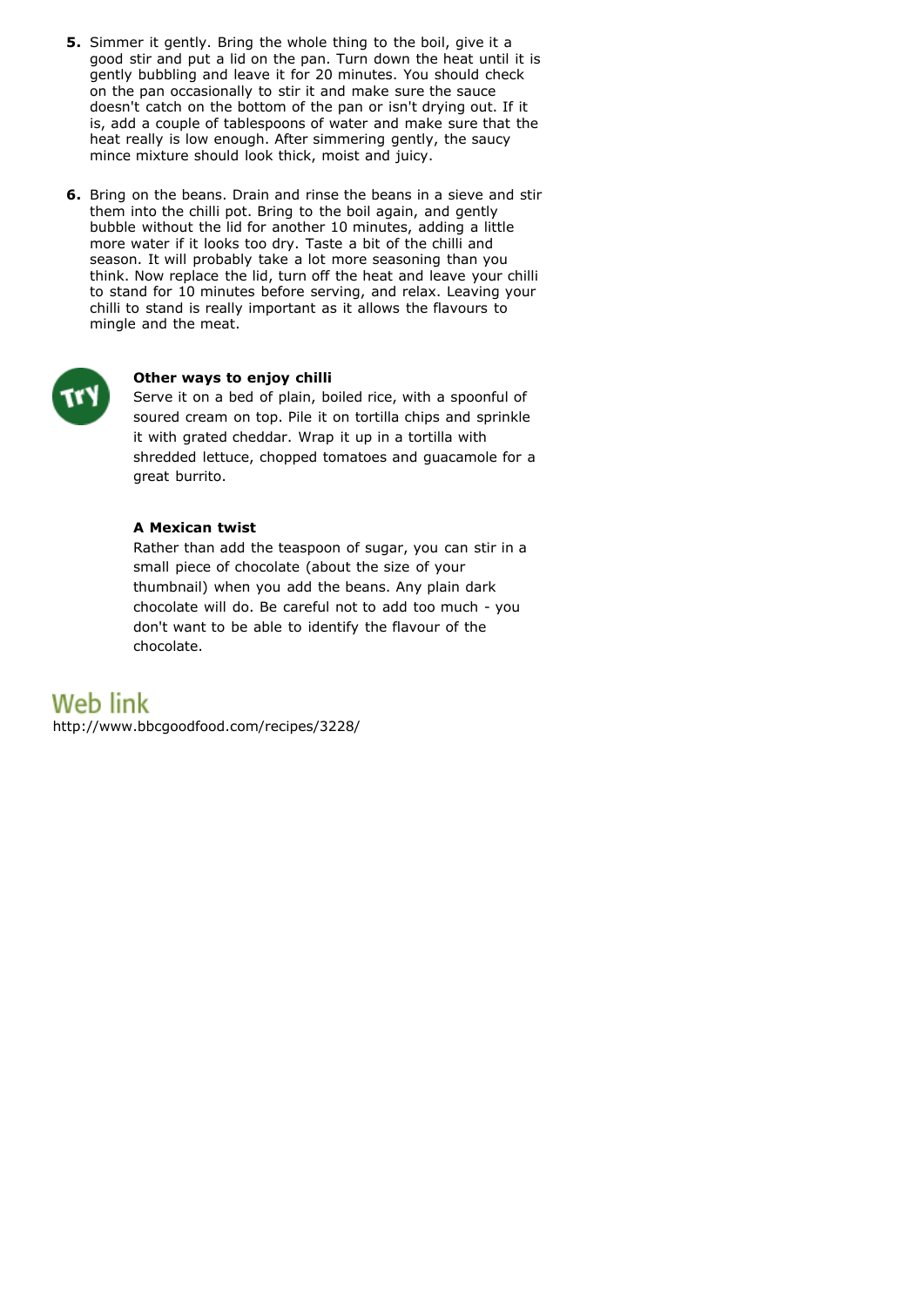5. Simmer it gently. Bring the whole thing to the boil, give it a good stir and put a lid on the pan. Turn down the heat until it is gently bubbling and leave it for 20 minutes. You should check on the pan occasionally to stir it and make sure the sauce doesn't catch on the bottom of the pan or isn't drying out. If it is, add a couple of tablespoons of water and make sure that the heat really is low enough. After simmering gently, the saucy mince mixture should look thick, moist and juicy.

6. Bring on the beans. Drain and rinse the beans in a sieve and stir them into the chilli pot. Bring to the boil again, and gently bubble without the lid for another 10 minutes, adding a little more water if it looks too dry. Taste a bit of the chilli and season. It will probably take a lot more seasoning than you think. Now replace the lid, turn off the heat and leave your chilli to stand for 10 minutes before serving, and relax. Leaving your chilli to stand is really important as it allows the flavours to mingle and the meat.

Try

**Other ways to enjoy chilli**

Serve it on a bed of plain, boiled rice, with a spoonful of soured cream on top. Pile it on tortilla chips and sprinkle it with grated cheddar. Wrap it up in a tortilla with shredded lettuce, chopped tomatoes and guacamole for a great burrito.

**A Mexican twist**

Rather than add the teaspoon of sugar, you can stir in a small piece of chocolate (about the size of your thumbnail) when you add the beans. Any plain dark chocolate will do. Be careful not to add too much - you don't want to be able to identify the flavour of the chocolate.

## Web link

http://www.bbcgoodfood.com/recipes/3228/